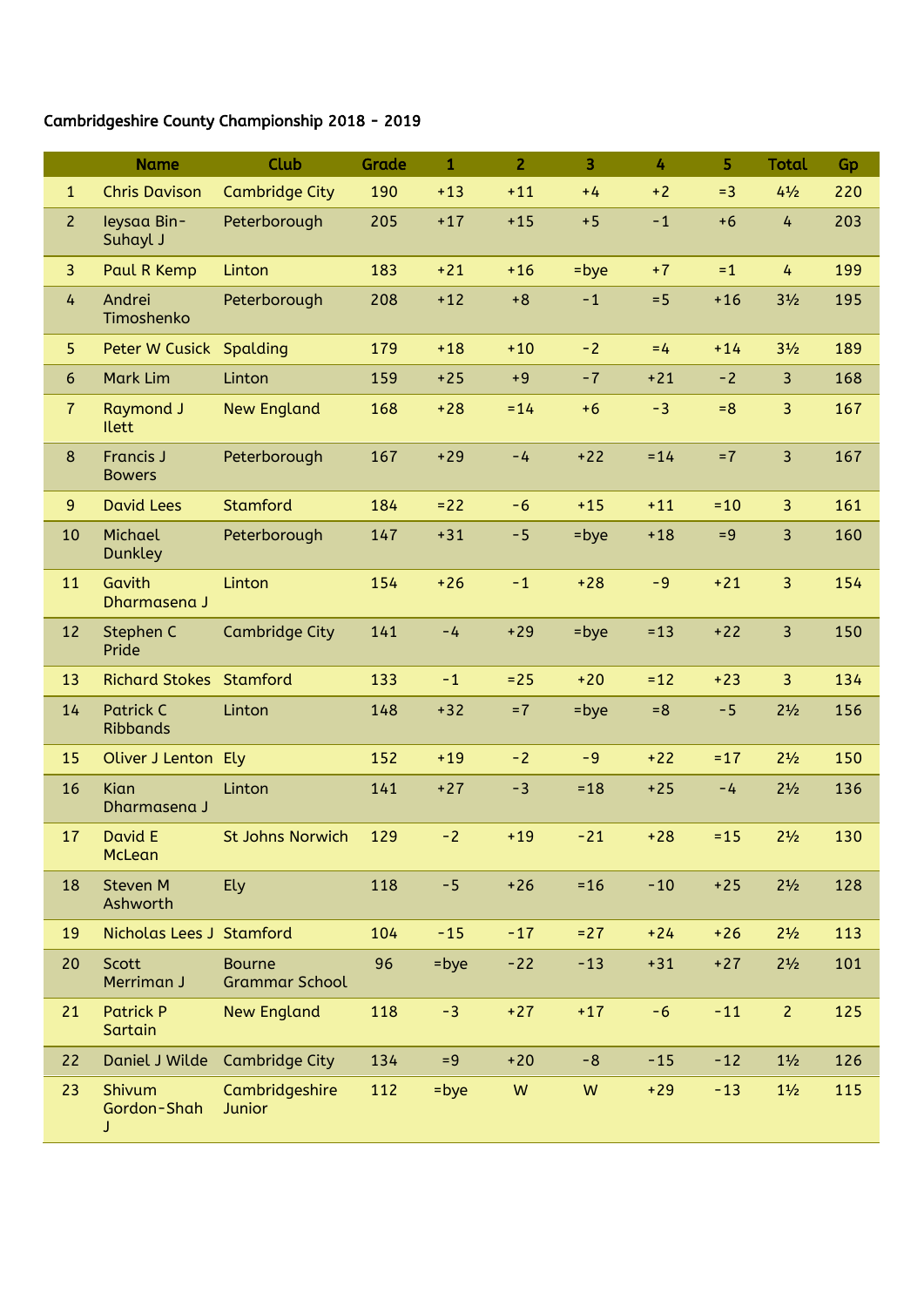Cambridgeshire County Championship 2018 - 2019

| | Name | Club | Grade | 1 | 2 | 3 | 4 | 5 | Total | Gp |
|---|---|---|---|---|---|---|---|---|---|---|
| 1 | Chris Davison | Cambridge City | 190 | +13 | +11 | +4 | +2 | =3 | 4½ | 220 |
| 2 | Ieysaa Bin-Suhayl J | Peterborough | 205 | +17 | +15 | +5 | -1 | +6 | 4 | 203 |
| 3 | Paul R Kemp | Linton | 183 | +21 | +16 | =bye | +7 | =1 | 4 | 199 |
| 4 | Andrei Timoshenko | Peterborough | 208 | +12 | +8 | -1 | =5 | +16 | 3½ | 195 |
| 5 | Peter W Cusick | Spalding | 179 | +18 | +10 | -2 | =4 | +14 | 3½ | 189 |
| 6 | Mark Lim | Linton | 159 | +25 | +9 | -7 | +21 | -2 | 3 | 168 |
| 7 | Raymond J Ilett | New England | 168 | +28 | =14 | +6 | -3 | =8 | 3 | 167 |
| 8 | Francis J Bowers | Peterborough | 167 | +29 | -4 | +22 | =14 | =7 | 3 | 167 |
| 9 | David Lees | Stamford | 184 | =22 | -6 | +15 | +11 | =10 | 3 | 161 |
| 10 | Michael Dunkley | Peterborough | 147 | +31 | -5 | =bye | +18 | =9 | 3 | 160 |
| 11 | Gavith Dharmasena J | Linton | 154 | +26 | -1 | +28 | -9 | +21 | 3 | 154 |
| 12 | Stephen C Pride | Cambridge City | 141 | -4 | +29 | =bye | =13 | +22 | 3 | 150 |
| 13 | Richard Stokes | Stamford | 133 | -1 | =25 | +20 | =12 | +23 | 3 | 134 |
| 14 | Patrick C Ribbands | Linton | 148 | +32 | =7 | =bye | =8 | -5 | 2½ | 156 |
| 15 | Oliver J Lenton | Ely | 152 | +19 | -2 | -9 | +22 | =17 | 2½ | 150 |
| 16 | Kian Dharmasena J | Linton | 141 | +27 | -3 | =18 | +25 | -4 | 2½ | 136 |
| 17 | David E McLean | St Johns Norwich | 129 | -2 | +19 | -21 | +28 | =15 | 2½ | 130 |
| 18 | Steven M Ashworth | Ely | 118 | -5 | +26 | =16 | -10 | +25 | 2½ | 128 |
| 19 | Nicholas Lees J | Stamford | 104 | -15 | -17 | =27 | +24 | +26 | 2½ | 113 |
| 20 | Scott Merriman J | Bourne Grammar School | 96 | =bye | -22 | -13 | +31 | +27 | 2½ | 101 |
| 21 | Patrick P Sartain | New England | 118 | -3 | +27 | +17 | -6 | -11 | 2 | 125 |
| 22 | Daniel J Wilde | Cambridge City | 134 | =9 | +20 | -8 | -15 | -12 | 1½ | 126 |
| 23 | Shivum Gordon-Shah J | Cambridgeshire Junior | 112 | =bye | W | W | +29 | -13 | 1½ | 115 |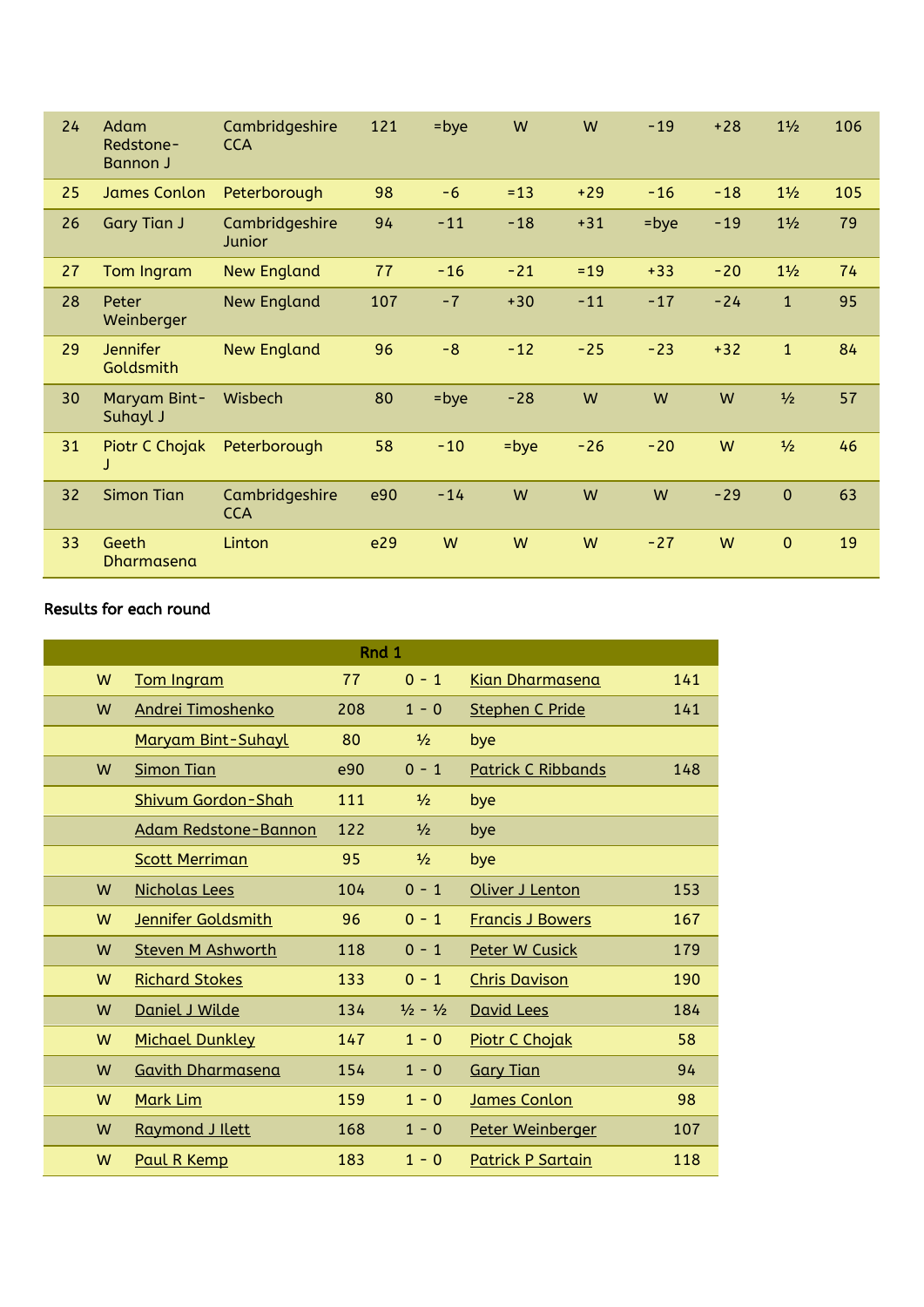| 24 | Adam Redstone-Bannon J | Cambridgeshire CCA | 121 | =bye | W | W | -19 | +28 | 1½ | 106 |
|---|---|---|---|---|---|---|---|---|---|---|
| 25 | James Conlon | Peterborough | 98 | -6 | =13 | +29 | -16 | -18 | 1½ | 105 |
| 26 | Gary Tian J | Cambridgeshire Junior | 94 | -11 | -18 | +31 | =bye | -19 | 1½ | 79 |
| 27 | Tom Ingram | New England | 77 | -16 | -21 | =19 | +33 | -20 | 1½ | 74 |
| 28 | Peter Weinberger | New England | 107 | -7 | +30 | -11 | -17 | -24 | 1 | 95 |
| 29 | Jennifer Goldsmith | New England | 96 | -8 | -12 | -25 | -23 | +32 | 1 | 84 |
| 30 | Maryam Bint-Suhayl J | Wisbech | 80 | =bye | -28 | W | W | W | ½ | 57 |
| 31 | Piotr C Chojak J | Peterborough | 58 | -10 | =bye | -26 | -20 | W | ½ | 46 |
| 32 | Simon Tian | Cambridgeshire CCA | e90 | -14 | W | W | W | -29 | 0 | 63 |
| 33 | Geeth Dharmasena | Linton | e29 | W | W | W | -27 | W | 0 | 19 |

Results for each round

| Rnd 1 | | | | | |
|---|---|---|---|---|---|
| W | Tom Ingram | 77 | 0 - 1 | Kian Dharmasena | 141 |
| W | Andrei Timoshenko | 208 | 1 - 0 | Stephen C Pride | 141 |
| | Maryam Bint-Suhayl | 80 | ½ | bye | |
| W | Simon Tian | e90 | 0 - 1 | Patrick C Ribbands | 148 |
| | Shivum Gordon-Shah | 111 | ½ | bye | |
| | Adam Redstone-Bannon | 122 | ½ | bye | |
| | Scott Merriman | 95 | ½ | bye | |
| W | Nicholas Lees | 104 | 0 - 1 | Oliver J Lenton | 153 |
| W | Jennifer Goldsmith | 96 | 0 - 1 | Francis J Bowers | 167 |
| W | Steven M Ashworth | 118 | 0 - 1 | Peter W Cusick | 179 |
| W | Richard Stokes | 133 | 0 - 1 | Chris Davison | 190 |
| W | Daniel J Wilde | 134 | ½ - ½ | David Lees | 184 |
| W | Michael Dunkley | 147 | 1 - 0 | Piotr C Chojak | 58 |
| W | Gavith Dharmasena | 154 | 1 - 0 | Gary Tian | 94 |
| W | Mark Lim | 159 | 1 - 0 | James Conlon | 98 |
| W | Raymond J Ilett | 168 | 1 - 0 | Peter Weinberger | 107 |
| W | Paul R Kemp | 183 | 1 - 0 | Patrick P Sartain | 118 |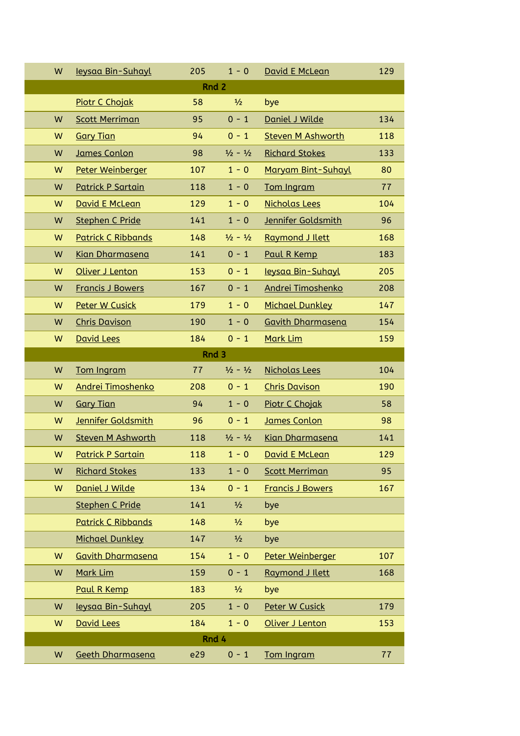| | | | | | |
|---|---|---|---|---|---|
| W | Ieysaa Bin-Suhayl | 205 | 1 - 0 | David E McLean | 129 |
| | | | **Rnd 2** | | |
| | Piotr C Chojak | 58 | ½ | bye | |
| W | Scott Merriman | 95 | 0 - 1 | Daniel J Wilde | 134 |
| W | Gary Tian | 94 | 0 - 1 | Steven M Ashworth | 118 |
| W | James Conlon | 98 | ½ - ½ | Richard Stokes | 133 |
| W | Peter Weinberger | 107 | 1 - 0 | Maryam Bint-Suhayl | 80 |
| W | Patrick P Sartain | 118 | 1 - 0 | Tom Ingram | 77 |
| W | David E McLean | 129 | 1 - 0 | Nicholas Lees | 104 |
| W | Stephen C Pride | 141 | 1 - 0 | Jennifer Goldsmith | 96 |
| W | Patrick C Ribbands | 148 | ½ - ½ | Raymond J Ilett | 168 |
| W | Kian Dharmasena | 141 | 0 - 1 | Paul R Kemp | 183 |
| W | Oliver J Lenton | 153 | 0 - 1 | Ieysaa Bin-Suhayl | 205 |
| W | Francis J Bowers | 167 | 0 - 1 | Andrei Timoshenko | 208 |
| W | Peter W Cusick | 179 | 1 - 0 | Michael Dunkley | 147 |
| W | Chris Davison | 190 | 1 - 0 | Gavith Dharmasena | 154 |
| W | David Lees | 184 | 0 - 1 | Mark Lim | 159 |
| | | | **Rnd 3** | | |
| W | Tom Ingram | 77 | ½ - ½ | Nicholas Lees | 104 |
| W | Andrei Timoshenko | 208 | 0 - 1 | Chris Davison | 190 |
| W | Gary Tian | 94 | 1 - 0 | Piotr C Chojak | 58 |
| W | Jennifer Goldsmith | 96 | 0 - 1 | James Conlon | 98 |
| W | Steven M Ashworth | 118 | ½ - ½ | Kian Dharmasena | 141 |
| W | Patrick P Sartain | 118 | 1 - 0 | David E McLean | 129 |
| W | Richard Stokes | 133 | 1 - 0 | Scott Merriman | 95 |
| W | Daniel J Wilde | 134 | 0 - 1 | Francis J Bowers | 167 |
| | Stephen C Pride | 141 | ½ | bye | |
| | Patrick C Ribbands | 148 | ½ | bye | |
| | Michael Dunkley | 147 | ½ | bye | |
| W | Gavith Dharmasena | 154 | 1 - 0 | Peter Weinberger | 107 |
| W | Mark Lim | 159 | 0 - 1 | Raymond J Ilett | 168 |
| | Paul R Kemp | 183 | ½ | bye | |
| W | Ieysaa Bin-Suhayl | 205 | 1 - 0 | Peter W Cusick | 179 |
| W | David Lees | 184 | 1 - 0 | Oliver J Lenton | 153 |
| | | | **Rnd 4** | | |
| W | Geeth Dharmasena | e29 | 0 - 1 | Tom Ingram | 77 |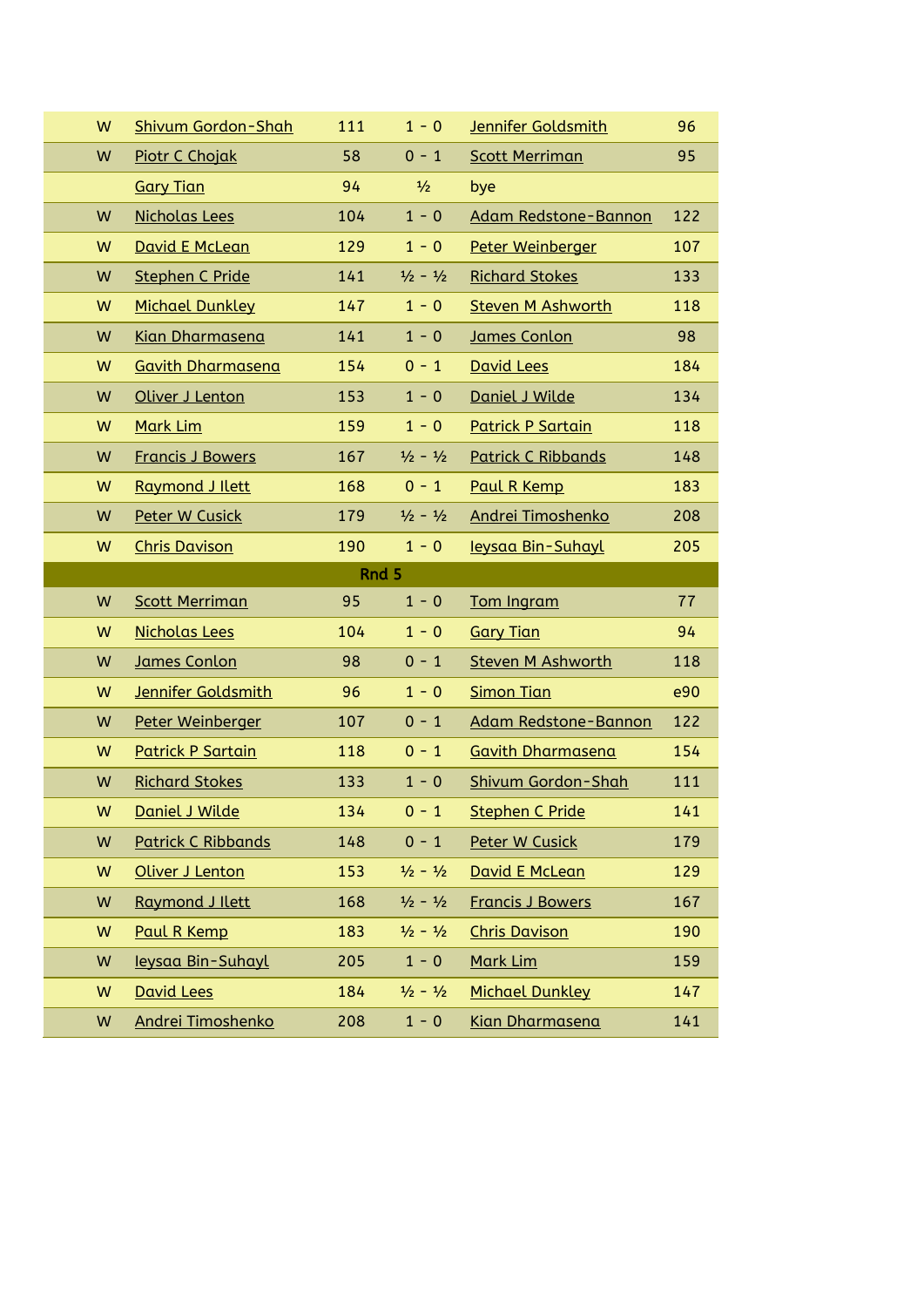| | | | | | |
|---|---|---|---|---|---|
| W | Shivum Gordon-Shah | 111 | 1 - 0 | Jennifer Goldsmith | 96 |
| W | Piotr C Chojak | 58 | 0 - 1 | Scott Merriman | 95 |
| | Gary Tian | 94 | ½ | bye | |
| W | Nicholas Lees | 104 | 1 - 0 | Adam Redstone-Bannon | 122 |
| W | David E McLean | 129 | 1 - 0 | Peter Weinberger | 107 |
| W | Stephen C Pride | 141 | ½ - ½ | Richard Stokes | 133 |
| W | Michael Dunkley | 147 | 1 - 0 | Steven M Ashworth | 118 |
| W | Kian Dharmasena | 141 | 1 - 0 | James Conlon | 98 |
| W | Gavith Dharmasena | 154 | 0 - 1 | David Lees | 184 |
| W | Oliver J Lenton | 153 | 1 - 0 | Daniel J Wilde | 134 |
| W | Mark Lim | 159 | 1 - 0 | Patrick P Sartain | 118 |
| W | Francis J Bowers | 167 | ½ - ½ | Patrick C Ribbands | 148 |
| W | Raymond J Ilett | 168 | 0 - 1 | Paul R Kemp | 183 |
| W | Peter W Cusick | 179 | ½ - ½ | Andrei Timoshenko | 208 |
| W | Chris Davison | 190 | 1 - 0 | Ieysaa Bin-Suhayl | 205 |
| | | | **Rnd 5** | | |
| W | Scott Merriman | 95 | 1 - 0 | Tom Ingram | 77 |
| W | Nicholas Lees | 104 | 1 - 0 | Gary Tian | 94 |
| W | James Conlon | 98 | 0 - 1 | Steven M Ashworth | 118 |
| W | Jennifer Goldsmith | 96 | 1 - 0 | Simon Tian | e90 |
| W | Peter Weinberger | 107 | 0 - 1 | Adam Redstone-Bannon | 122 |
| W | Patrick P Sartain | 118 | 0 - 1 | Gavith Dharmasena | 154 |
| W | Richard Stokes | 133 | 1 - 0 | Shivum Gordon-Shah | 111 |
| W | Daniel J Wilde | 134 | 0 - 1 | Stephen C Pride | 141 |
| W | Patrick C Ribbands | 148 | 0 - 1 | Peter W Cusick | 179 |
| W | Oliver J Lenton | 153 | ½ - ½ | David E McLean | 129 |
| W | Raymond J Ilett | 168 | ½ - ½ | Francis J Bowers | 167 |
| W | Paul R Kemp | 183 | ½ - ½ | Chris Davison | 190 |
| W | Ieysaa Bin-Suhayl | 205 | 1 - 0 | Mark Lim | 159 |
| W | David Lees | 184 | ½ - ½ | Michael Dunkley | 147 |
| W | Andrei Timoshenko | 208 | 1 - 0 | Kian Dharmasena | 141 |